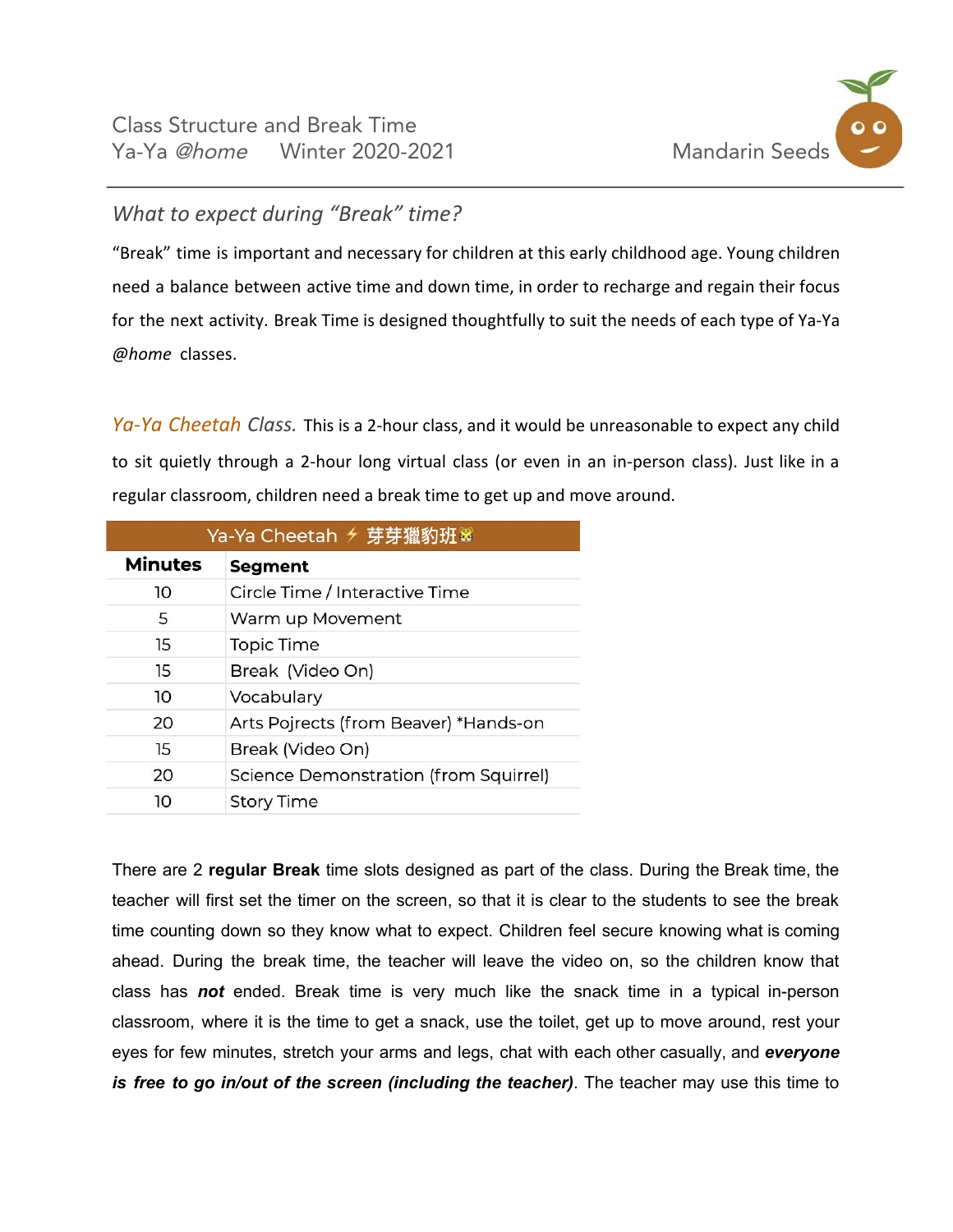Class Structure and Break Time
Ya-Ya *@home* Winter 2020-2021

Mandarin Seeds

## *What to expect during "Break" time?*

"Break" time is important and necessary for children at this early childhood age. Young children need a balance between active time and down time, in order to recharge and regain their focus for the next activity. Break Time is designed thoughtfully to suit the needs of each type of Ya-Ya *@home* classes.

*Ya-Ya Cheetah Class.* This is a 2-hour class, and it would be unreasonable to expect any child to sit quietly through a 2-hour long virtual class (or even in an in-person class). Just like in a regular classroom, children need a break time to get up and move around.

| Ya-Ya Cheetah ⚡ 芽芽獵豹班🐯 | |
|---|---|
| **Minutes** | **Segment** |
| 10 | Circle Time / Interactive Time |
| 5 | Warm up Movement |
| 15 | Topic Time |
| 15 | Break (Video On) |
| 10 | Vocabulary |
| 20 | Arts Pojrects (from Beaver) *Hands-on |
| 15 | Break (Video On) |
| 20 | Science Demonstration (from Squirrel) |
| 10 | Story Time |

There are 2 **regular Break** time slots designed as part of the class. During the Break time, the teacher will first set the timer on the screen, so that it is clear to the students to see the break time counting down so they know what to expect. Children feel secure knowing what is coming ahead. During the break time, the teacher will leave the video on, so the children know that class has ***not*** ended. Break time is very much like the snack time in a typical in-person classroom, where it is the time to get a snack, use the toilet, get up to move around, rest your eyes for few minutes, stretch your arms and legs, chat with each other casually, and ***everyone is free to go in/out of the screen (including the teacher)***. The teacher may use this time to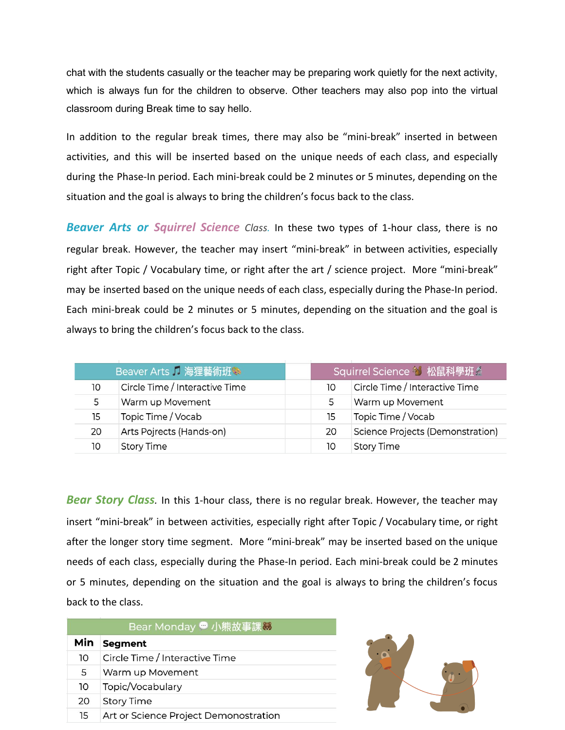chat with the students casually or the teacher may be preparing work quietly for the next activity, which is always fun for the children to observe. Other teachers may also pop into the virtual classroom during Break time to say hello.

In addition to the regular break times, there may also be "mini-break" inserted in between activities, and this will be inserted based on the unique needs of each class, and especially during the Phase-In period. Each mini-break could be 2 minutes or 5 minutes, depending on the situation and the goal is always to bring the children's focus back to the class.

***Beaver Arts or Squirrel Science** Class.* In these two types of 1-hour class, there is no regular break. However, the teacher may insert "mini-break" in between activities, especially right after Topic / Vocabulary time, or right after the art / science project. More "mini-break" may be inserted based on the unique needs of each class, especially during the Phase-In period. Each mini-break could be 2 minutes or 5 minutes, depending on the situation and the goal is always to bring the children's focus back to the class.

| Beaver Arts 🎵 海狸藝術班🎨 | |
|---|---|
| 10 | Circle Time / Interactive Time |
| 5 | Warm up Movement |
| 15 | Topic Time / Vocab |
| 20 | Arts Pojrects (Hands-on) |
| 10 | Story Time |

| Squirrel Science 🐿 松鼠科學班🔬 | |
|---|---|
| 10 | Circle Time / Interactive Time |
| 5 | Warm up Movement |
| 15 | Topic Time / Vocab |
| 20 | Science Projects (Demonstration) |
| 10 | Story Time |

***Bear Story Class.*** In this 1-hour class, there is no regular break. However, the teacher may insert "mini-break" in between activities, especially right after Topic / Vocabulary time, or right after the longer story time segment. More "mini-break" may be inserted based on the unique needs of each class, especially during the Phase-In period. Each mini-break could be 2 minutes or 5 minutes, depending on the situation and the goal is always to bring the children's focus back to the class.

| Bear Monday 💬 小熊故事課🐻 | |
|---|---|
| **Min** | **Segment** |
| 10 | Circle Time / Interactive Time |
| 5 | Warm up Movement |
| 10 | Topic/Vocabulary |
| 20 | Story Time |
| 15 | Art or Science Project Demonostration |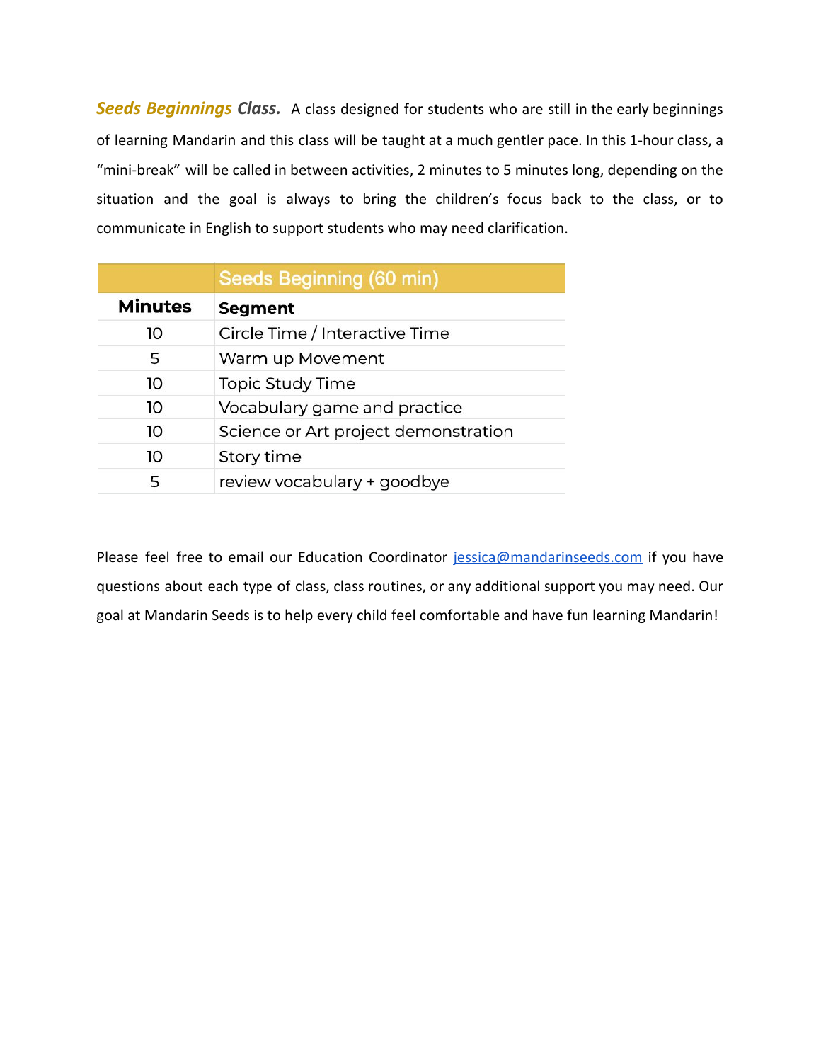***Seeds Beginnings Class.*** A class designed for students who are still in the early beginnings of learning Mandarin and this class will be taught at a much gentler pace. In this 1-hour class, a “mini-break” will be called in between activities, 2 minutes to 5 minutes long, depending on the situation and the goal is always to bring the children’s focus back to the class, or to communicate in English to support students who may need clarification.

| | Seeds Beginning (60 min) |
|---|---|
| **Minutes** | **Segment** |
| 10 | Circle Time / Interactive Time |
| 5 | Warm up Movement |
| 10 | Topic Study Time |
| 10 | Vocabulary game and practice |
| 10 | Science or Art project demonstration |
| 10 | Story time |
| 5 | review vocabulary + goodbye |

Please feel free to email our Education Coordinator jessica@mandarinseeds.com if you have questions about each type of class, class routines, or any additional support you may need. Our goal at Mandarin Seeds is to help every child feel comfortable and have fun learning Mandarin!